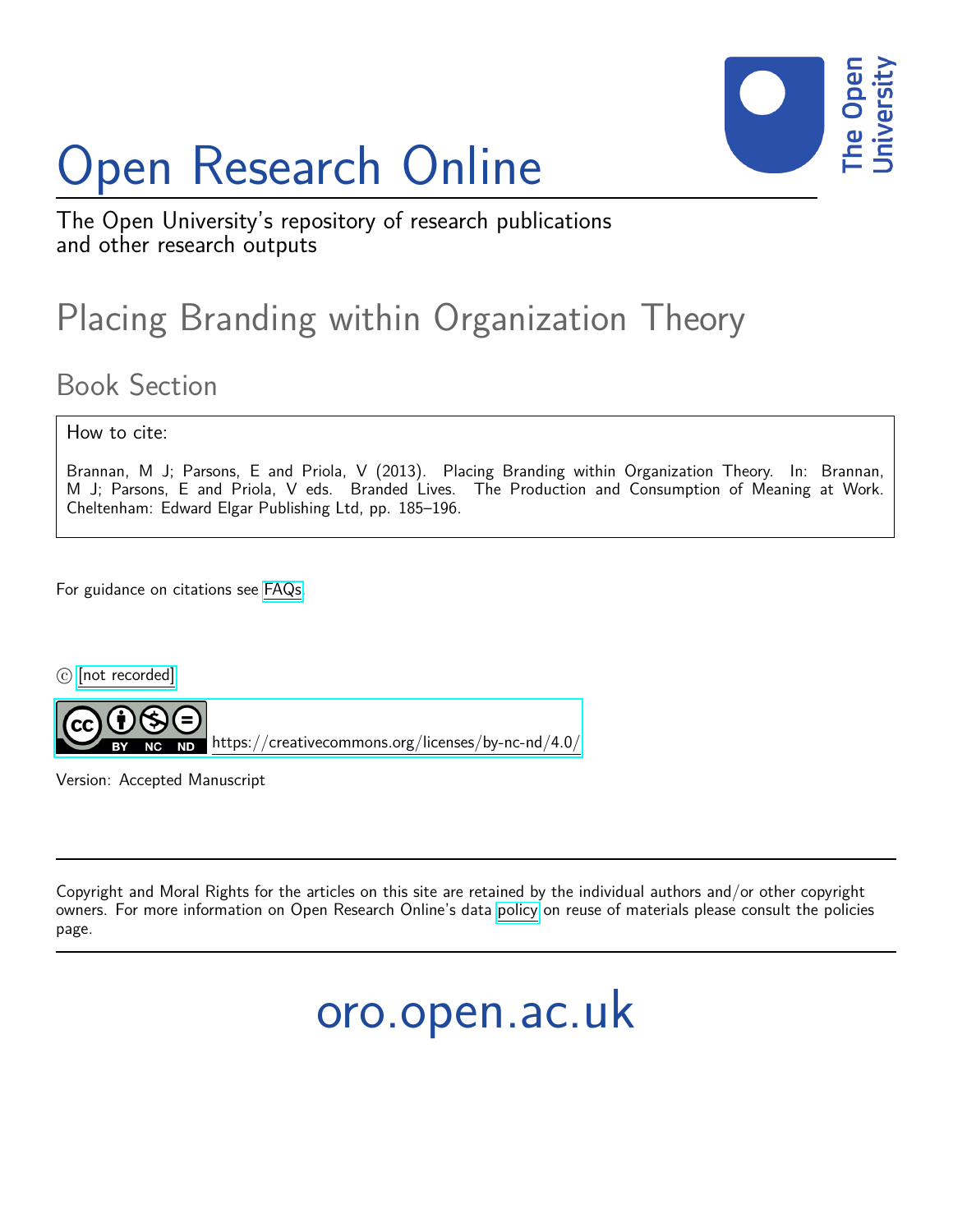# Open Research Online

The Open University's repository of research publications and other research outputs

## Placing Branding within Organization Theory

### Book Section

How to cite:

Brannan, M J; Parsons, E and Priola, V (2013). Placing Branding within Organization Theory. In: Brannan, M J; Parsons, E and Priola, V eds. Branded Lives. The Production and Consumption of Meaning at Work. Cheltenham: Edward Elgar Publishing Ltd, pp. 185–196.

For guidance on citations see FAQs.

© [not recorded]

https://creativecommons.org/licenses/by-nc-nd/4.0/

Version: Accepted Manuscript

Copyright and Moral Rights for the articles on this site are retained by the individual authors and/or other copyright owners. For more information on Open Research Online's data policy on reuse of materials please consult the policies page.

oro.open.ac.uk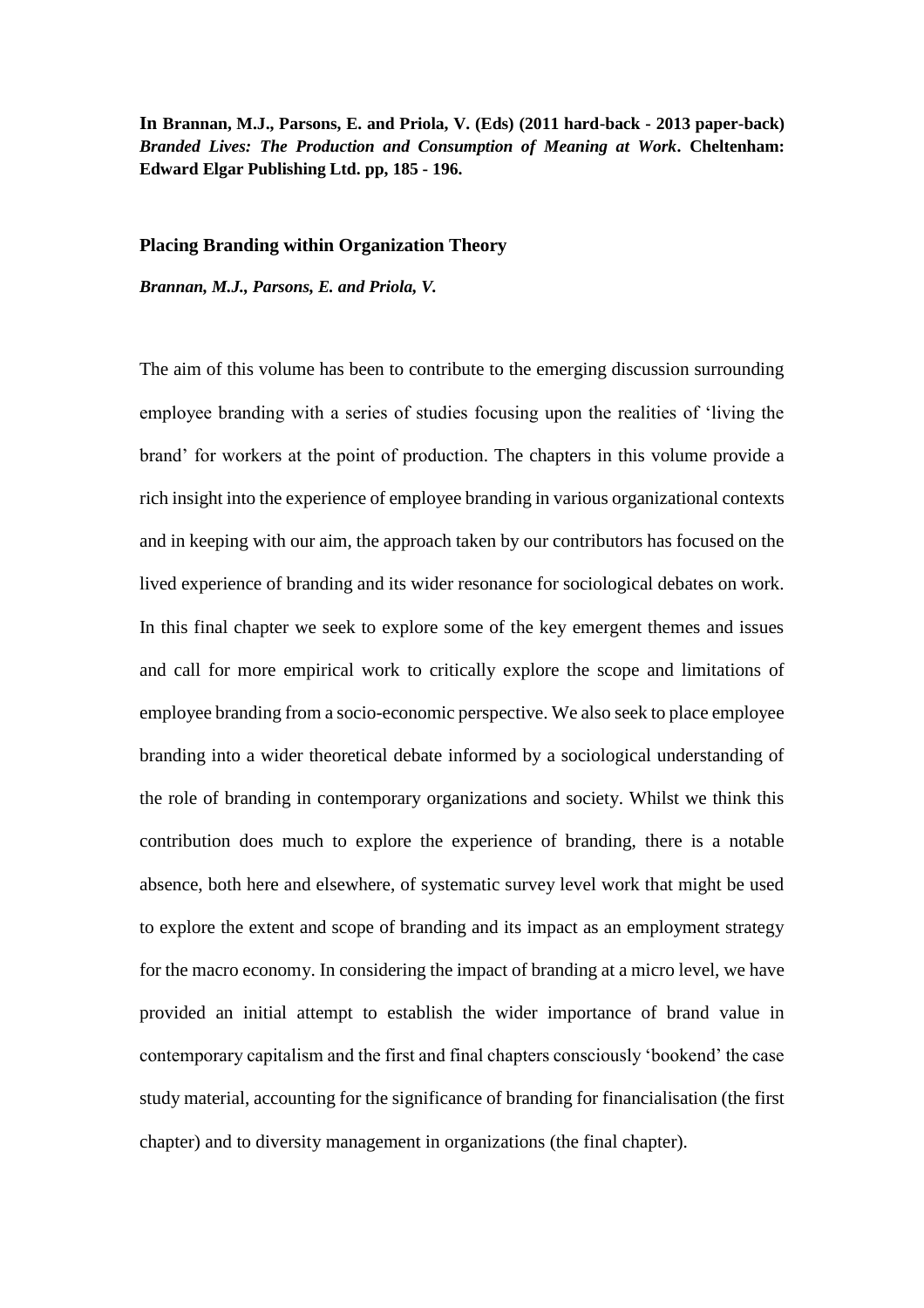**In Brannan, M.J., Parsons, E. and Priola, V. (Eds) (2011 hard-back - 2013 paper-back) *Branded Lives: The Production and Consumption of Meaning at Work*. Cheltenham: Edward Elgar Publishing Ltd. pp, 185 - 196.**

## Placing Branding within Organization Theory

***Brannan, M.J., Parsons, E. and Priola, V.***

The aim of this volume has been to contribute to the emerging discussion surrounding employee branding with a series of studies focusing upon the realities of 'living the brand' for workers at the point of production. The chapters in this volume provide a rich insight into the experience of employee branding in various organizational contexts and in keeping with our aim, the approach taken by our contributors has focused on the lived experience of branding and its wider resonance for sociological debates on work. In this final chapter we seek to explore some of the key emergent themes and issues and call for more empirical work to critically explore the scope and limitations of employee branding from a socio-economic perspective. We also seek to place employee branding into a wider theoretical debate informed by a sociological understanding of the role of branding in contemporary organizations and society. Whilst we think this contribution does much to explore the experience of branding, there is a notable absence, both here and elsewhere, of systematic survey level work that might be used to explore the extent and scope of branding and its impact as an employment strategy for the macro economy. In considering the impact of branding at a micro level, we have provided an initial attempt to establish the wider importance of brand value in contemporary capitalism and the first and final chapters consciously 'bookend' the case study material, accounting for the significance of branding for financialisation (the first chapter) and to diversity management in organizations (the final chapter).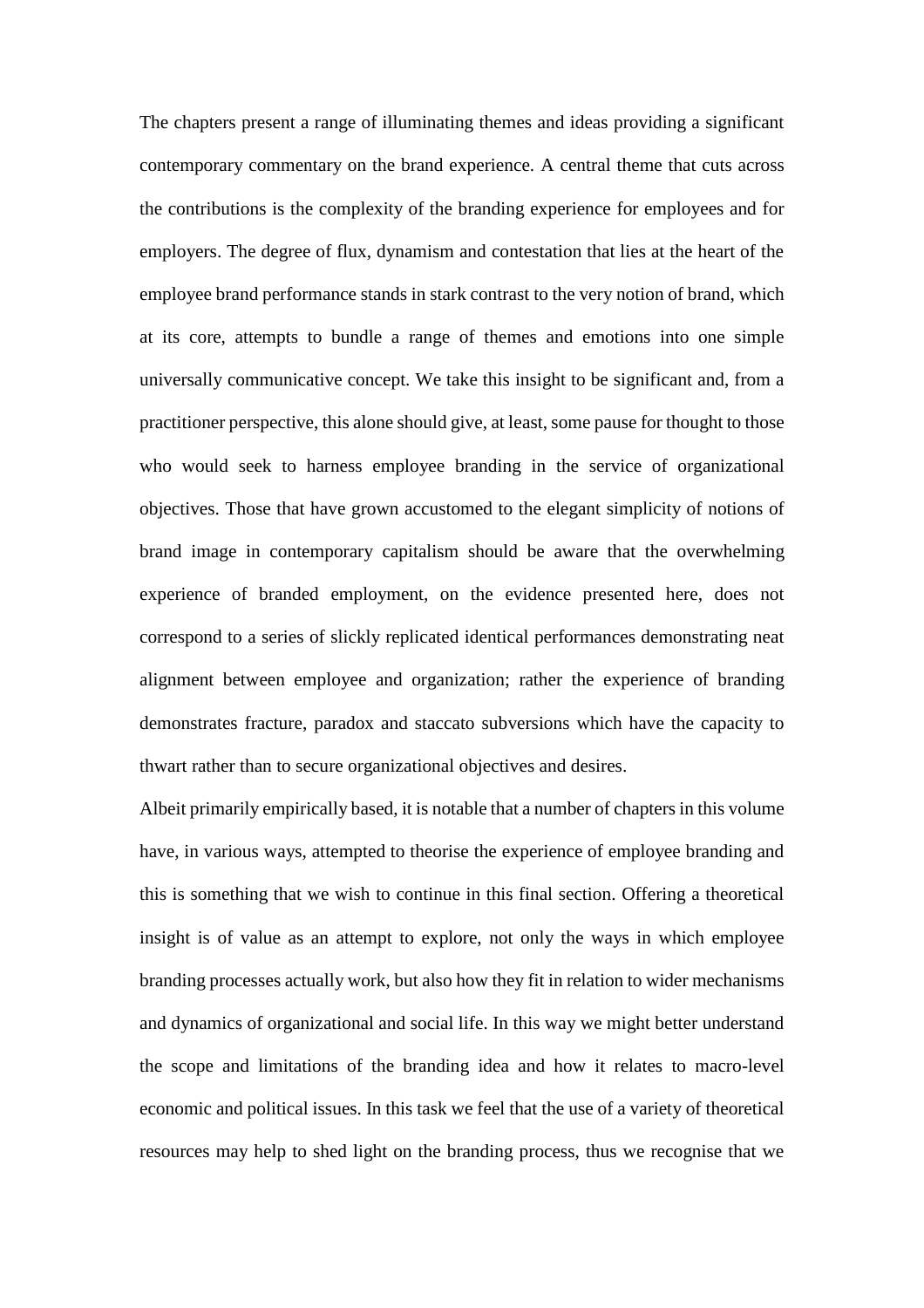The chapters present a range of illuminating themes and ideas providing a significant contemporary commentary on the brand experience. A central theme that cuts across the contributions is the complexity of the branding experience for employees and for employers. The degree of flux, dynamism and contestation that lies at the heart of the employee brand performance stands in stark contrast to the very notion of brand, which at its core, attempts to bundle a range of themes and emotions into one simple universally communicative concept. We take this insight to be significant and, from a practitioner perspective, this alone should give, at least, some pause for thought to those who would seek to harness employee branding in the service of organizational objectives. Those that have grown accustomed to the elegant simplicity of notions of brand image in contemporary capitalism should be aware that the overwhelming experience of branded employment, on the evidence presented here, does not correspond to a series of slickly replicated identical performances demonstrating neat alignment between employee and organization; rather the experience of branding demonstrates fracture, paradox and staccato subversions which have the capacity to thwart rather than to secure organizational objectives and desires.

Albeit primarily empirically based, it is notable that a number of chapters in this volume have, in various ways, attempted to theorise the experience of employee branding and this is something that we wish to continue in this final section. Offering a theoretical insight is of value as an attempt to explore, not only the ways in which employee branding processes actually work, but also how they fit in relation to wider mechanisms and dynamics of organizational and social life. In this way we might better understand the scope and limitations of the branding idea and how it relates to macro-level economic and political issues. In this task we feel that the use of a variety of theoretical resources may help to shed light on the branding process, thus we recognise that we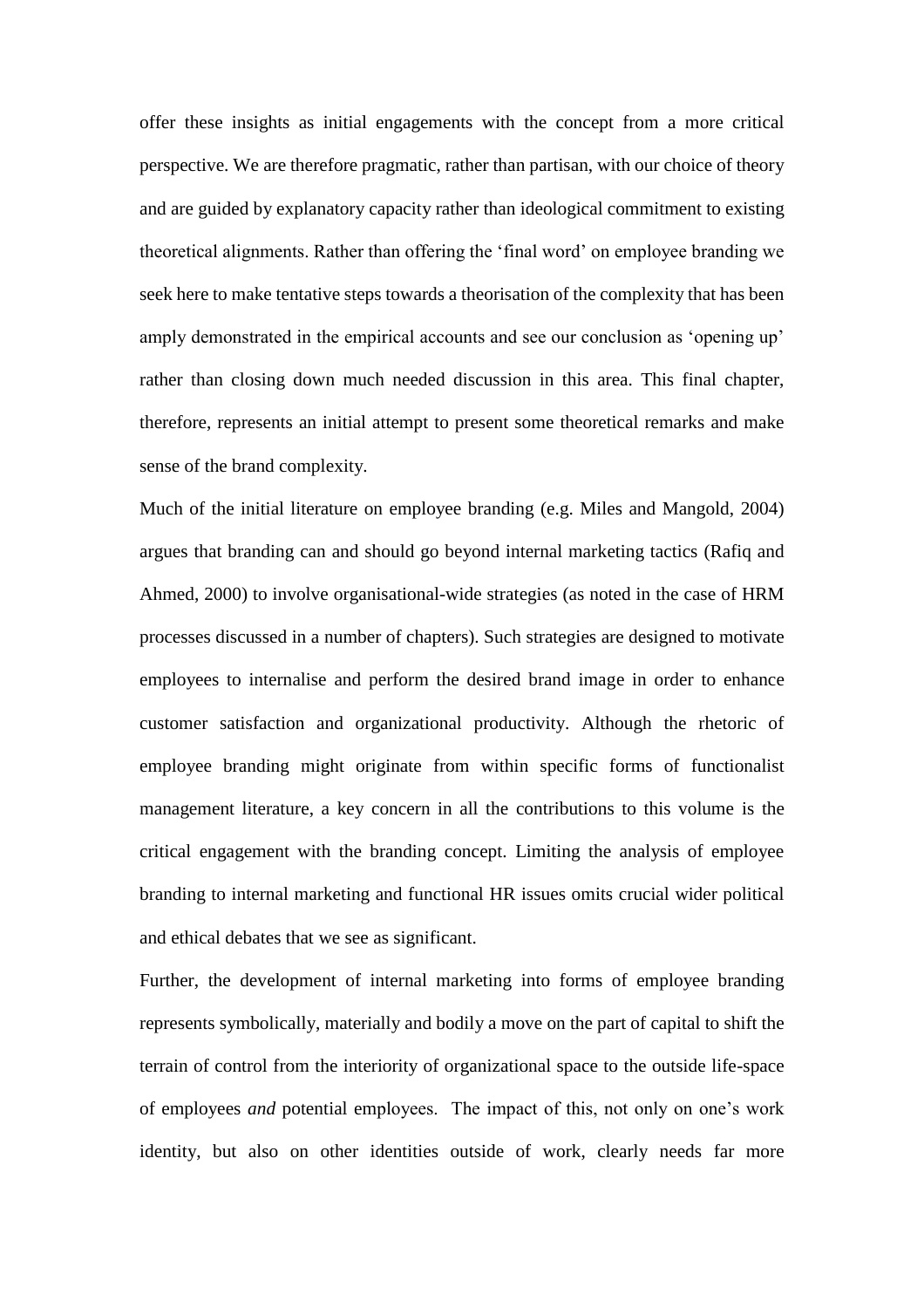offer these insights as initial engagements with the concept from a more critical perspective. We are therefore pragmatic, rather than partisan, with our choice of theory and are guided by explanatory capacity rather than ideological commitment to existing theoretical alignments. Rather than offering the 'final word' on employee branding we seek here to make tentative steps towards a theorisation of the complexity that has been amply demonstrated in the empirical accounts and see our conclusion as 'opening up' rather than closing down much needed discussion in this area. This final chapter, therefore, represents an initial attempt to present some theoretical remarks and make sense of the brand complexity.

Much of the initial literature on employee branding (e.g. Miles and Mangold, 2004) argues that branding can and should go beyond internal marketing tactics (Rafiq and Ahmed, 2000) to involve organisational-wide strategies (as noted in the case of HRM processes discussed in a number of chapters). Such strategies are designed to motivate employees to internalise and perform the desired brand image in order to enhance customer satisfaction and organizational productivity. Although the rhetoric of employee branding might originate from within specific forms of functionalist management literature, a key concern in all the contributions to this volume is the critical engagement with the branding concept. Limiting the analysis of employee branding to internal marketing and functional HR issues omits crucial wider political and ethical debates that we see as significant.

Further, the development of internal marketing into forms of employee branding represents symbolically, materially and bodily a move on the part of capital to shift the terrain of control from the interiority of organizational space to the outside life-space of employees *and* potential employees. The impact of this, not only on one's work identity, but also on other identities outside of work, clearly needs far more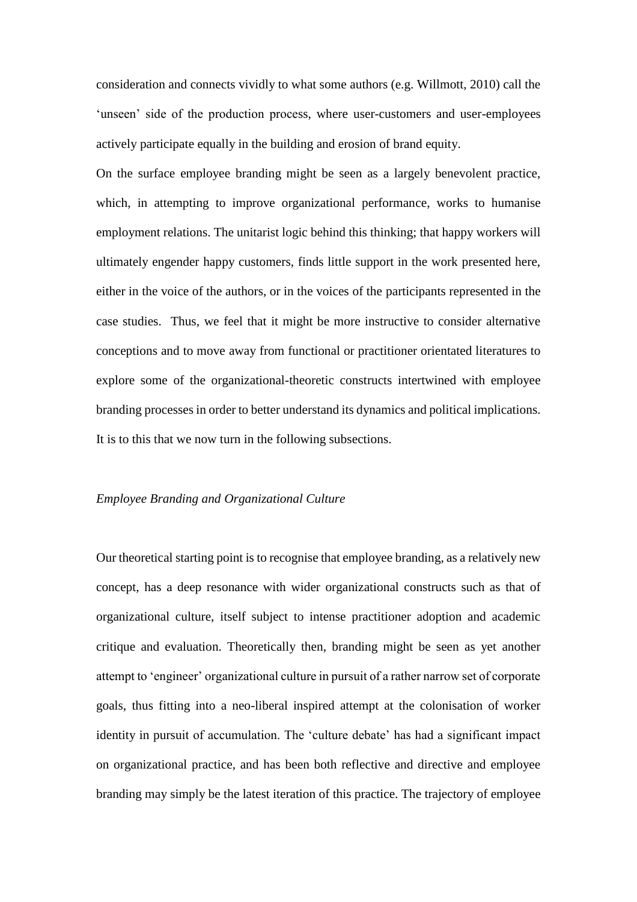consideration and connects vividly to what some authors (e.g. Willmott, 2010) call the 'unseen' side of the production process, where user-customers and user-employees actively participate equally in the building and erosion of brand equity.

On the surface employee branding might be seen as a largely benevolent practice, which, in attempting to improve organizational performance, works to humanise employment relations. The unitarist logic behind this thinking; that happy workers will ultimately engender happy customers, finds little support in the work presented here, either in the voice of the authors, or in the voices of the participants represented in the case studies. Thus, we feel that it might be more instructive to consider alternative conceptions and to move away from functional or practitioner orientated literatures to explore some of the organizational-theoretic constructs intertwined with employee branding processes in order to better understand its dynamics and political implications. It is to this that we now turn in the following subsections.

*Employee Branding and Organizational Culture*

Our theoretical starting point is to recognise that employee branding, as a relatively new concept, has a deep resonance with wider organizational constructs such as that of organizational culture, itself subject to intense practitioner adoption and academic critique and evaluation. Theoretically then, branding might be seen as yet another attempt to 'engineer' organizational culture in pursuit of a rather narrow set of corporate goals, thus fitting into a neo-liberal inspired attempt at the colonisation of worker identity in pursuit of accumulation. The 'culture debate' has had a significant impact on organizational practice, and has been both reflective and directive and employee branding may simply be the latest iteration of this practice. The trajectory of employee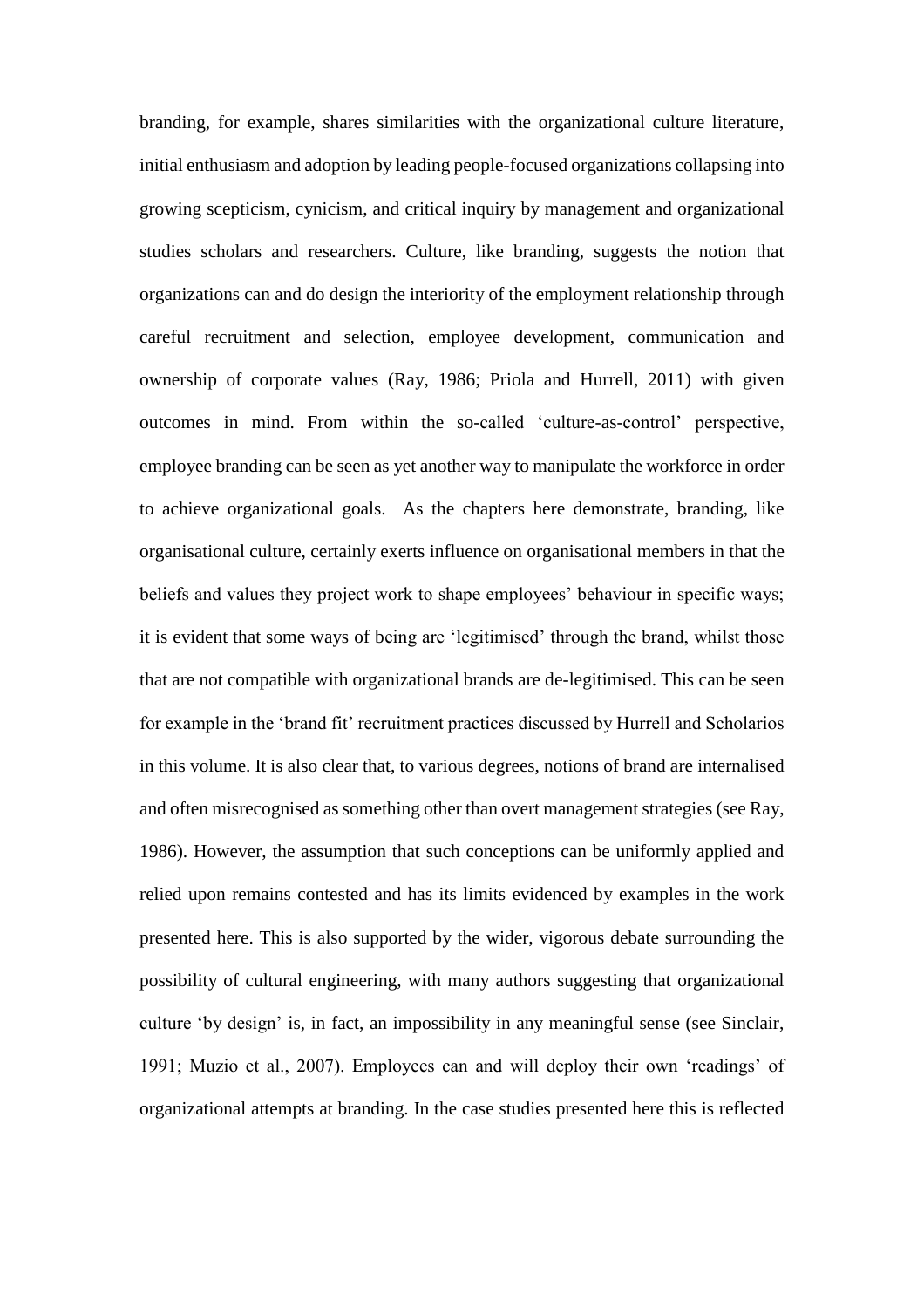branding, for example, shares similarities with the organizational culture literature, initial enthusiasm and adoption by leading people-focused organizations collapsing into growing scepticism, cynicism, and critical inquiry by management and organizational studies scholars and researchers. Culture, like branding, suggests the notion that organizations can and do design the interiority of the employment relationship through careful recruitment and selection, employee development, communication and ownership of corporate values (Ray, 1986; Priola and Hurrell, 2011) with given outcomes in mind. From within the so-called 'culture-as-control' perspective, employee branding can be seen as yet another way to manipulate the workforce in order to achieve organizational goals. As the chapters here demonstrate, branding, like organisational culture, certainly exerts influence on organisational members in that the beliefs and values they project work to shape employees' behaviour in specific ways; it is evident that some ways of being are 'legitimised' through the brand, whilst those that are not compatible with organizational brands are de-legitimised. This can be seen for example in the 'brand fit' recruitment practices discussed by Hurrell and Scholarios in this volume. It is also clear that, to various degrees, notions of brand are internalised and often misrecognised as something other than overt management strategies (see Ray, 1986). However, the assumption that such conceptions can be uniformly applied and relied upon remains contested and has its limits evidenced by examples in the work presented here. This is also supported by the wider, vigorous debate surrounding the possibility of cultural engineering, with many authors suggesting that organizational culture 'by design' is, in fact, an impossibility in any meaningful sense (see Sinclair, 1991; Muzio et al., 2007). Employees can and will deploy their own 'readings' of organizational attempts at branding. In the case studies presented here this is reflected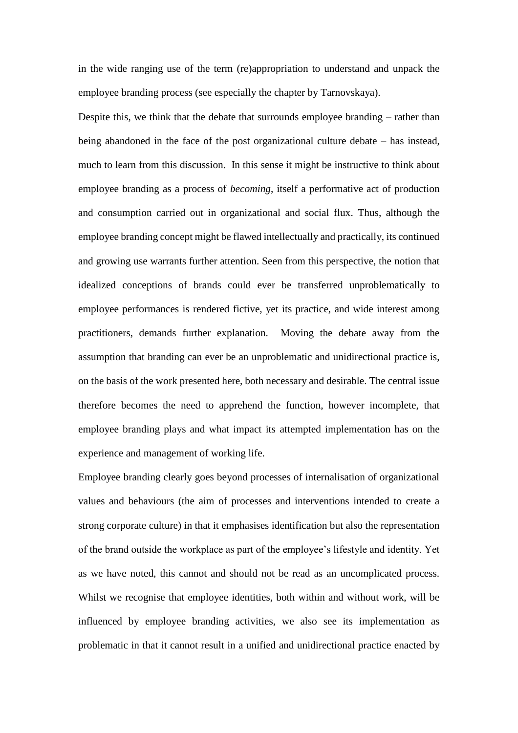in the wide ranging use of the term (re)appropriation to understand and unpack the employee branding process (see especially the chapter by Tarnovskaya).

Despite this, we think that the debate that surrounds employee branding – rather than being abandoned in the face of the post organizational culture debate – has instead, much to learn from this discussion. In this sense it might be instructive to think about employee branding as a process of *becoming*, itself a performative act of production and consumption carried out in organizational and social flux. Thus, although the employee branding concept might be flawed intellectually and practically, its continued and growing use warrants further attention. Seen from this perspective, the notion that idealized conceptions of brands could ever be transferred unproblematically to employee performances is rendered fictive, yet its practice, and wide interest among practitioners, demands further explanation. Moving the debate away from the assumption that branding can ever be an unproblematic and unidirectional practice is, on the basis of the work presented here, both necessary and desirable. The central issue therefore becomes the need to apprehend the function, however incomplete, that employee branding plays and what impact its attempted implementation has on the experience and management of working life.

Employee branding clearly goes beyond processes of internalisation of organizational values and behaviours (the aim of processes and interventions intended to create a strong corporate culture) in that it emphasises identification but also the representation of the brand outside the workplace as part of the employee's lifestyle and identity. Yet as we have noted, this cannot and should not be read as an uncomplicated process. Whilst we recognise that employee identities, both within and without work, will be influenced by employee branding activities, we also see its implementation as problematic in that it cannot result in a unified and unidirectional practice enacted by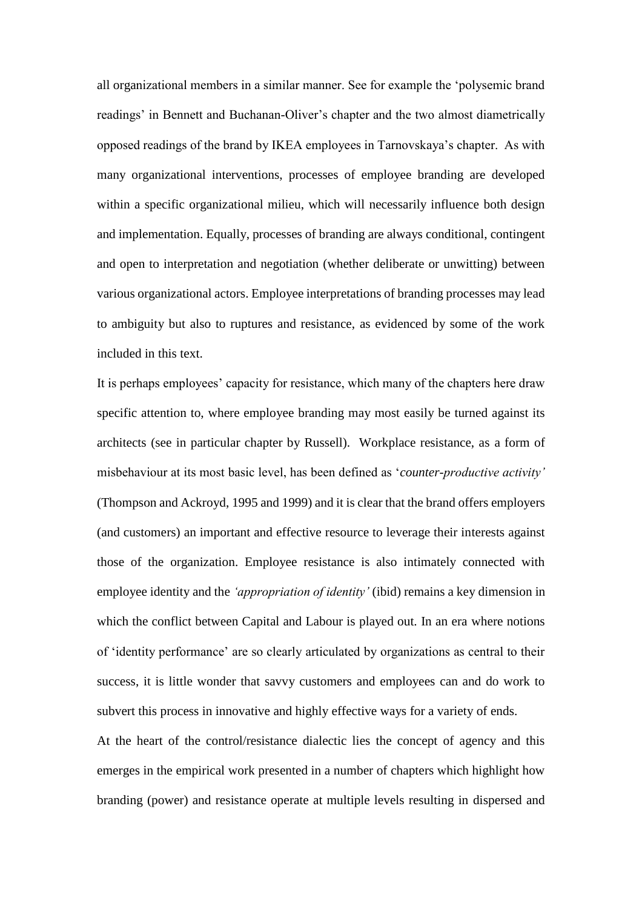all organizational members in a similar manner. See for example the 'polysemic brand readings' in Bennett and Buchanan-Oliver's chapter and the two almost diametrically opposed readings of the brand by IKEA employees in Tarnovskaya's chapter. As with many organizational interventions, processes of employee branding are developed within a specific organizational milieu, which will necessarily influence both design and implementation. Equally, processes of branding are always conditional, contingent and open to interpretation and negotiation (whether deliberate or unwitting) between various organizational actors. Employee interpretations of branding processes may lead to ambiguity but also to ruptures and resistance, as evidenced by some of the work included in this text.

It is perhaps employees' capacity for resistance, which many of the chapters here draw specific attention to, where employee branding may most easily be turned against its architects (see in particular chapter by Russell). Workplace resistance, as a form of misbehaviour at its most basic level, has been defined as '*counter-productive activity'* (Thompson and Ackroyd, 1995 and 1999) and it is clear that the brand offers employers (and customers) an important and effective resource to leverage their interests against those of the organization. Employee resistance is also intimately connected with employee identity and the *'appropriation of identity'* (ibid) remains a key dimension in which the conflict between Capital and Labour is played out. In an era where notions of 'identity performance' are so clearly articulated by organizations as central to their success, it is little wonder that savvy customers and employees can and do work to subvert this process in innovative and highly effective ways for a variety of ends.

At the heart of the control/resistance dialectic lies the concept of agency and this emerges in the empirical work presented in a number of chapters which highlight how branding (power) and resistance operate at multiple levels resulting in dispersed and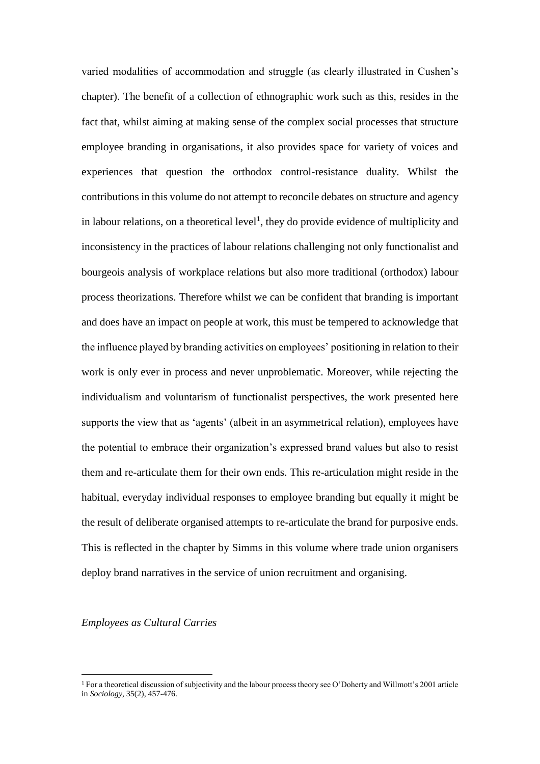varied modalities of accommodation and struggle (as clearly illustrated in Cushen's chapter). The benefit of a collection of ethnographic work such as this, resides in the fact that, whilst aiming at making sense of the complex social processes that structure employee branding in organisations, it also provides space for variety of voices and experiences that question the orthodox control-resistance duality. Whilst the contributions in this volume do not attempt to reconcile debates on structure and agency in labour relations, on a theoretical level[1], they do provide evidence of multiplicity and inconsistency in the practices of labour relations challenging not only functionalist and bourgeois analysis of workplace relations but also more traditional (orthodox) labour process theorizations. Therefore whilst we can be confident that branding is important and does have an impact on people at work, this must be tempered to acknowledge that the influence played by branding activities on employees' positioning in relation to their work is only ever in process and never unproblematic. Moreover, while rejecting the individualism and voluntarism of functionalist perspectives, the work presented here supports the view that as 'agents' (albeit in an asymmetrical relation), employees have the potential to embrace their organization's expressed brand values but also to resist them and re-articulate them for their own ends. This re-articulation might reside in the habitual, everyday individual responses to employee branding but equally it might be the result of deliberate organised attempts to re-articulate the brand for purposive ends. This is reflected in the chapter by Simms in this volume where trade union organisers deploy brand narratives in the service of union recruitment and organising.

*Employees as Cultural Carries*

[1] For a theoretical discussion of subjectivity and the labour process theory see O'Doherty and Willmott's 2001 article in *Sociology*, 35(2), 457-476.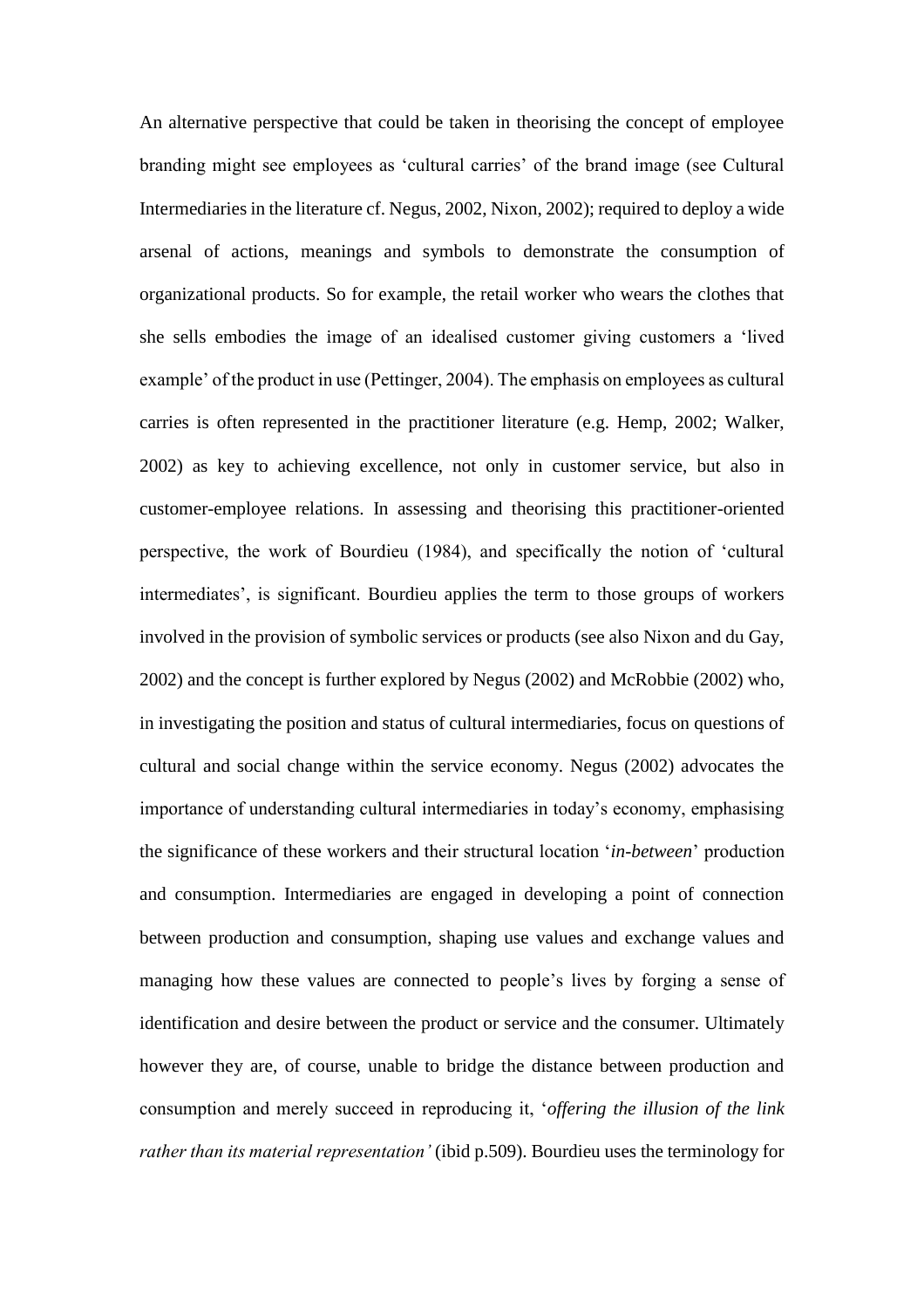An alternative perspective that could be taken in theorising the concept of employee branding might see employees as 'cultural carries' of the brand image (see Cultural Intermediaries in the literature cf. Negus, 2002, Nixon, 2002); required to deploy a wide arsenal of actions, meanings and symbols to demonstrate the consumption of organizational products. So for example, the retail worker who wears the clothes that she sells embodies the image of an idealised customer giving customers a 'lived example' of the product in use (Pettinger, 2004). The emphasis on employees as cultural carries is often represented in the practitioner literature (e.g. Hemp, 2002; Walker, 2002) as key to achieving excellence, not only in customer service, but also in customer-employee relations. In assessing and theorising this practitioner-oriented perspective, the work of Bourdieu (1984), and specifically the notion of 'cultural intermediates', is significant. Bourdieu applies the term to those groups of workers involved in the provision of symbolic services or products (see also Nixon and du Gay, 2002) and the concept is further explored by Negus (2002) and McRobbie (2002) who, in investigating the position and status of cultural intermediaries, focus on questions of cultural and social change within the service economy. Negus (2002) advocates the importance of understanding cultural intermediaries in today's economy, emphasising the significance of these workers and their structural location '*in-between*' production and consumption. Intermediaries are engaged in developing a point of connection between production and consumption, shaping use values and exchange values and managing how these values are connected to people's lives by forging a sense of identification and desire between the product or service and the consumer. Ultimately however they are, of course, unable to bridge the distance between production and consumption and merely succeed in reproducing it, '*offering the illusion of the link rather than its material representation'* (ibid p.509). Bourdieu uses the terminology for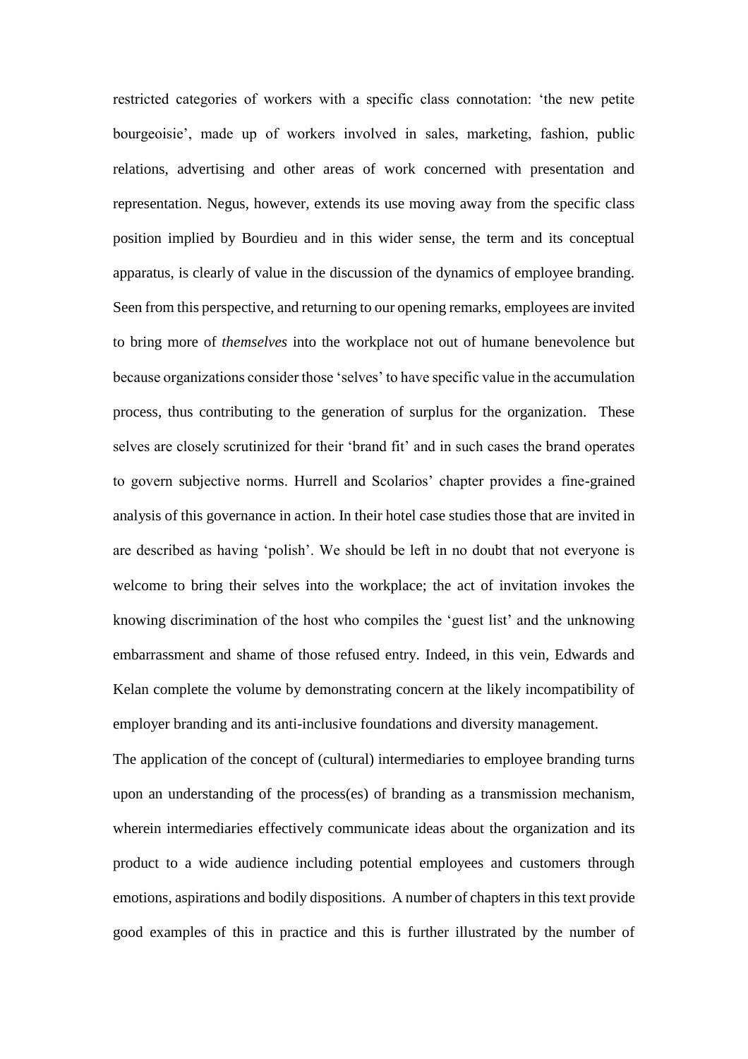restricted categories of workers with a specific class connotation: 'the new petite bourgeoisie', made up of workers involved in sales, marketing, fashion, public relations, advertising and other areas of work concerned with presentation and representation. Negus, however, extends its use moving away from the specific class position implied by Bourdieu and in this wider sense, the term and its conceptual apparatus, is clearly of value in the discussion of the dynamics of employee branding. Seen from this perspective, and returning to our opening remarks, employees are invited to bring more of *themselves* into the workplace not out of humane benevolence but because organizations consider those 'selves' to have specific value in the accumulation process, thus contributing to the generation of surplus for the organization. These selves are closely scrutinized for their 'brand fit' and in such cases the brand operates to govern subjective norms. Hurrell and Scolarios' chapter provides a fine-grained analysis of this governance in action. In their hotel case studies those that are invited in are described as having 'polish'. We should be left in no doubt that not everyone is welcome to bring their selves into the workplace; the act of invitation invokes the knowing discrimination of the host who compiles the 'guest list' and the unknowing embarrassment and shame of those refused entry. Indeed, in this vein, Edwards and Kelan complete the volume by demonstrating concern at the likely incompatibility of employer branding and its anti-inclusive foundations and diversity management.

The application of the concept of (cultural) intermediaries to employee branding turns upon an understanding of the process(es) of branding as a transmission mechanism, wherein intermediaries effectively communicate ideas about the organization and its product to a wide audience including potential employees and customers through emotions, aspirations and bodily dispositions. A number of chapters in this text provide good examples of this in practice and this is further illustrated by the number of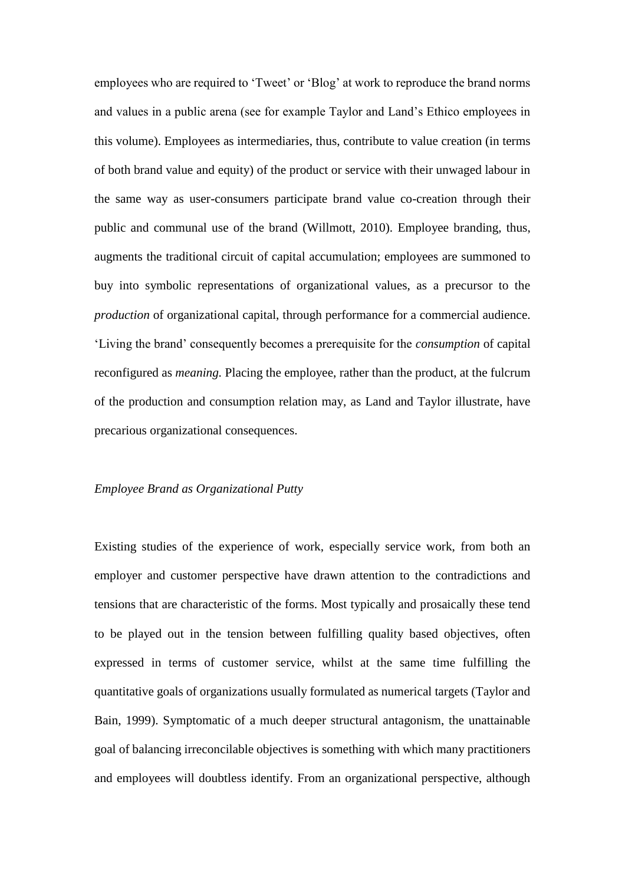employees who are required to 'Tweet' or 'Blog' at work to reproduce the brand norms and values in a public arena (see for example Taylor and Land's Ethico employees in this volume). Employees as intermediaries, thus, contribute to value creation (in terms of both brand value and equity) of the product or service with their unwaged labour in the same way as user-consumers participate brand value co-creation through their public and communal use of the brand (Willmott, 2010). Employee branding, thus, augments the traditional circuit of capital accumulation; employees are summoned to buy into symbolic representations of organizational values, as a precursor to the *production* of organizational capital, through performance for a commercial audience. 'Living the brand' consequently becomes a prerequisite for the *consumption* of capital reconfigured as *meaning.* Placing the employee, rather than the product, at the fulcrum of the production and consumption relation may, as Land and Taylor illustrate, have precarious organizational consequences.

### *Employee Brand as Organizational Putty*

Existing studies of the experience of work, especially service work, from both an employer and customer perspective have drawn attention to the contradictions and tensions that are characteristic of the forms. Most typically and prosaically these tend to be played out in the tension between fulfilling quality based objectives, often expressed in terms of customer service, whilst at the same time fulfilling the quantitative goals of organizations usually formulated as numerical targets (Taylor and Bain, 1999). Symptomatic of a much deeper structural antagonism, the unattainable goal of balancing irreconcilable objectives is something with which many practitioners and employees will doubtless identify. From an organizational perspective, although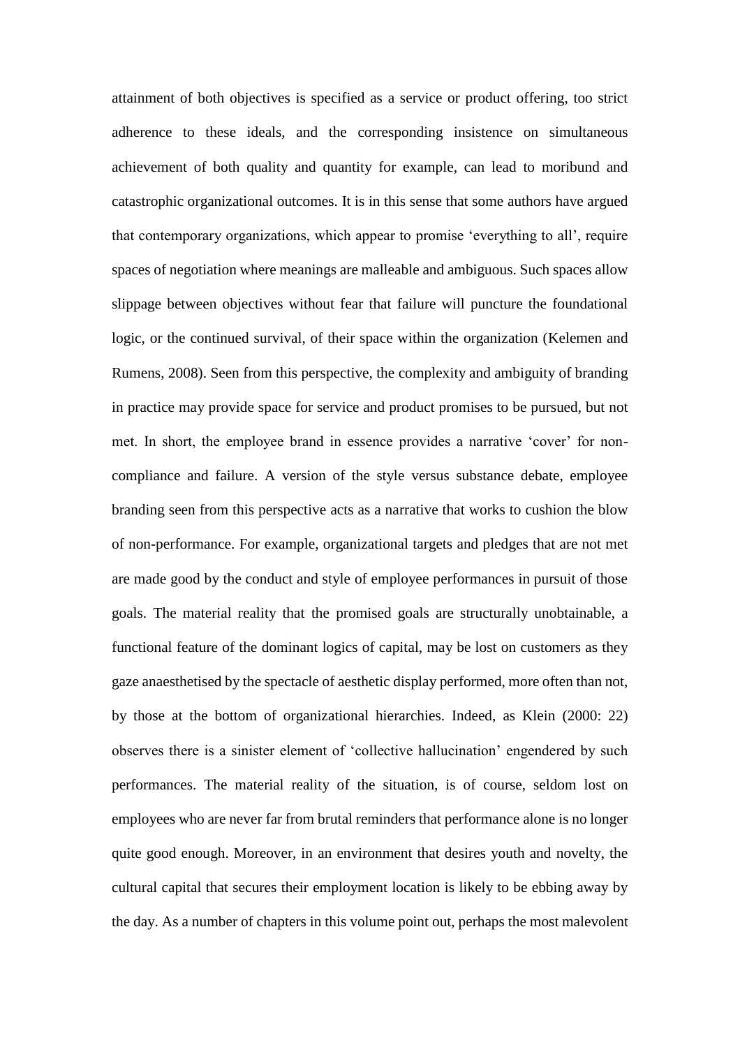attainment of both objectives is specified as a service or product offering, too strict adherence to these ideals, and the corresponding insistence on simultaneous achievement of both quality and quantity for example, can lead to moribund and catastrophic organizational outcomes. It is in this sense that some authors have argued that contemporary organizations, which appear to promise 'everything to all', require spaces of negotiation where meanings are malleable and ambiguous. Such spaces allow slippage between objectives without fear that failure will puncture the foundational logic, or the continued survival, of their space within the organization (Kelemen and Rumens, 2008). Seen from this perspective, the complexity and ambiguity of branding in practice may provide space for service and product promises to be pursued, but not met. In short, the employee brand in essence provides a narrative 'cover' for non-compliance and failure. A version of the style versus substance debate, employee branding seen from this perspective acts as a narrative that works to cushion the blow of non-performance. For example, organizational targets and pledges that are not met are made good by the conduct and style of employee performances in pursuit of those goals. The material reality that the promised goals are structurally unobtainable, a functional feature of the dominant logics of capital, may be lost on customers as they gaze anaesthetised by the spectacle of aesthetic display performed, more often than not, by those at the bottom of organizational hierarchies. Indeed, as Klein (2000: 22) observes there is a sinister element of 'collective hallucination' engendered by such performances. The material reality of the situation, is of course, seldom lost on employees who are never far from brutal reminders that performance alone is no longer quite good enough. Moreover, in an environment that desires youth and novelty, the cultural capital that secures their employment location is likely to be ebbing away by the day. As a number of chapters in this volume point out, perhaps the most malevolent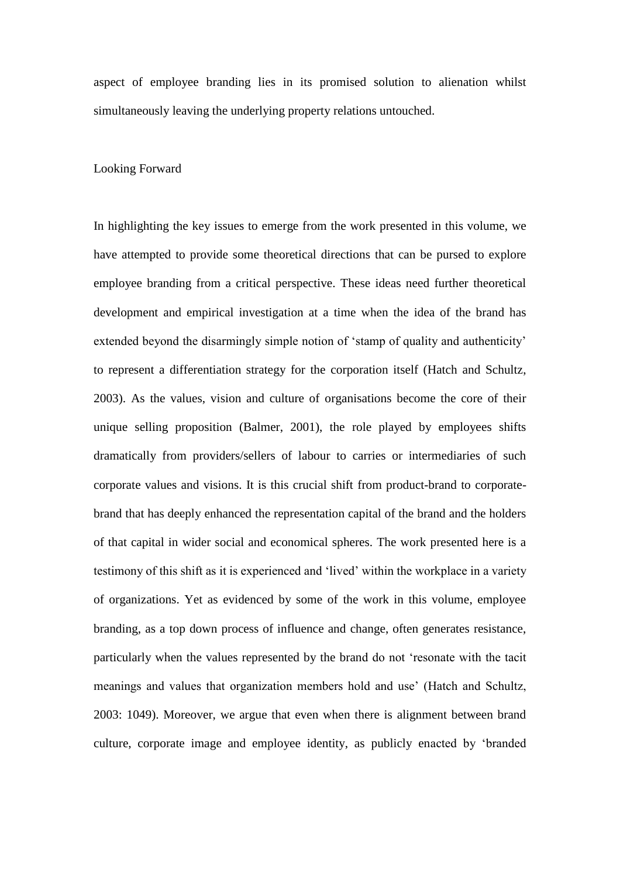aspect of employee branding lies in its promised solution to alienation whilst simultaneously leaving the underlying property relations untouched.

## Looking Forward

In highlighting the key issues to emerge from the work presented in this volume, we have attempted to provide some theoretical directions that can be pursed to explore employee branding from a critical perspective. These ideas need further theoretical development and empirical investigation at a time when the idea of the brand has extended beyond the disarmingly simple notion of 'stamp of quality and authenticity' to represent a differentiation strategy for the corporation itself (Hatch and Schultz, 2003). As the values, vision and culture of organisations become the core of their unique selling proposition (Balmer, 2001), the role played by employees shifts dramatically from providers/sellers of labour to carries or intermediaries of such corporate values and visions. It is this crucial shift from product-brand to corporate-brand that has deeply enhanced the representation capital of the brand and the holders of that capital in wider social and economical spheres. The work presented here is a testimony of this shift as it is experienced and 'lived' within the workplace in a variety of organizations. Yet as evidenced by some of the work in this volume, employee branding, as a top down process of influence and change, often generates resistance, particularly when the values represented by the brand do not 'resonate with the tacit meanings and values that organization members hold and use' (Hatch and Schultz, 2003: 1049). Moreover, we argue that even when there is alignment between brand culture, corporate image and employee identity, as publicly enacted by 'branded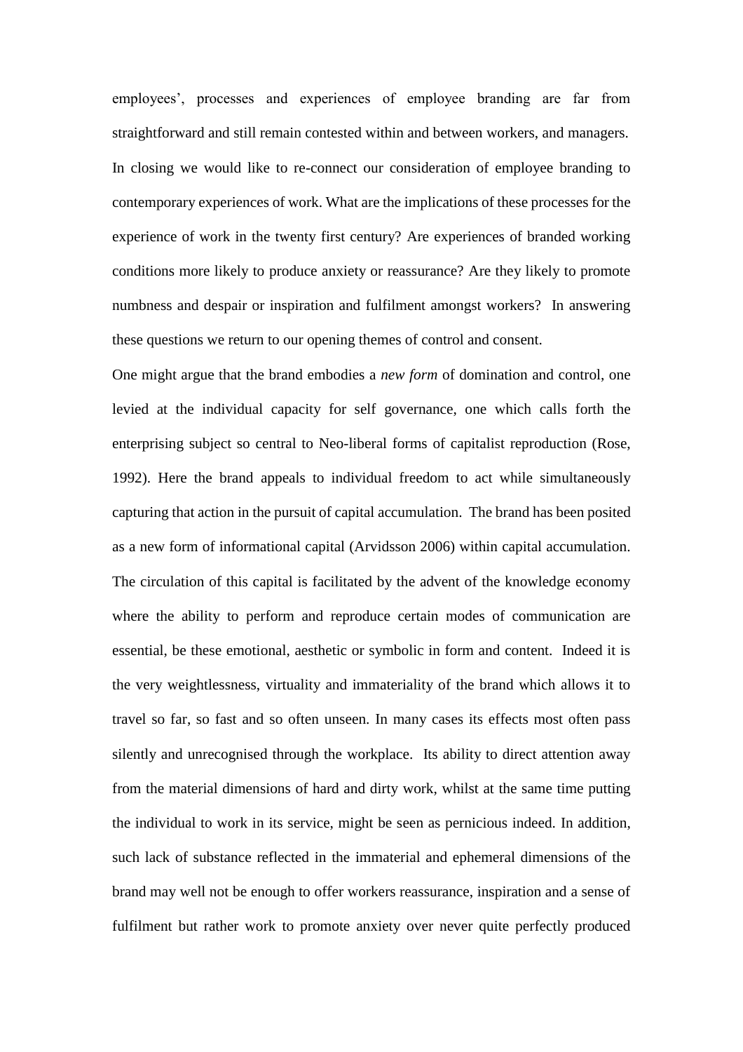employees', processes and experiences of employee branding are far from straightforward and still remain contested within and between workers, and managers. In closing we would like to re-connect our consideration of employee branding to contemporary experiences of work. What are the implications of these processes for the experience of work in the twenty first century? Are experiences of branded working conditions more likely to produce anxiety or reassurance? Are they likely to promote numbness and despair or inspiration and fulfilment amongst workers? In answering these questions we return to our opening themes of control and consent.

One might argue that the brand embodies a *new form* of domination and control, one levied at the individual capacity for self governance, one which calls forth the enterprising subject so central to Neo-liberal forms of capitalist reproduction (Rose, 1992). Here the brand appeals to individual freedom to act while simultaneously capturing that action in the pursuit of capital accumulation. The brand has been posited as a new form of informational capital (Arvidsson 2006) within capital accumulation. The circulation of this capital is facilitated by the advent of the knowledge economy where the ability to perform and reproduce certain modes of communication are essential, be these emotional, aesthetic or symbolic in form and content. Indeed it is the very weightlessness, virtuality and immateriality of the brand which allows it to travel so far, so fast and so often unseen. In many cases its effects most often pass silently and unrecognised through the workplace. Its ability to direct attention away from the material dimensions of hard and dirty work, whilst at the same time putting the individual to work in its service, might be seen as pernicious indeed. In addition, such lack of substance reflected in the immaterial and ephemeral dimensions of the brand may well not be enough to offer workers reassurance, inspiration and a sense of fulfilment but rather work to promote anxiety over never quite perfectly produced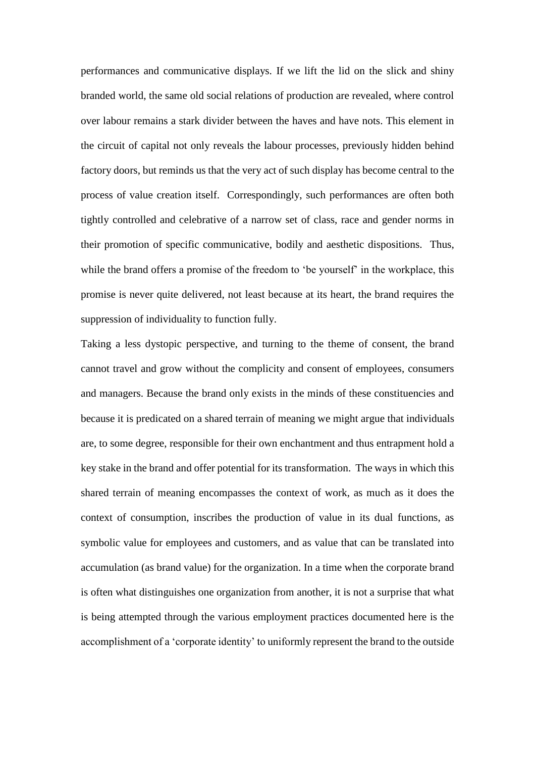performances and communicative displays. If we lift the lid on the slick and shiny branded world, the same old social relations of production are revealed, where control over labour remains a stark divider between the haves and have nots. This element in the circuit of capital not only reveals the labour processes, previously hidden behind factory doors, but reminds us that the very act of such display has become central to the process of value creation itself. Correspondingly, such performances are often both tightly controlled and celebrative of a narrow set of class, race and gender norms in their promotion of specific communicative, bodily and aesthetic dispositions. Thus, while the brand offers a promise of the freedom to 'be yourself' in the workplace, this promise is never quite delivered, not least because at its heart, the brand requires the suppression of individuality to function fully.

Taking a less dystopic perspective, and turning to the theme of consent, the brand cannot travel and grow without the complicity and consent of employees, consumers and managers. Because the brand only exists in the minds of these constituencies and because it is predicated on a shared terrain of meaning we might argue that individuals are, to some degree, responsible for their own enchantment and thus entrapment hold a key stake in the brand and offer potential for its transformation. The ways in which this shared terrain of meaning encompasses the context of work, as much as it does the context of consumption, inscribes the production of value in its dual functions, as symbolic value for employees and customers, and as value that can be translated into accumulation (as brand value) for the organization. In a time when the corporate brand is often what distinguishes one organization from another, it is not a surprise that what is being attempted through the various employment practices documented here is the accomplishment of a 'corporate identity' to uniformly represent the brand to the outside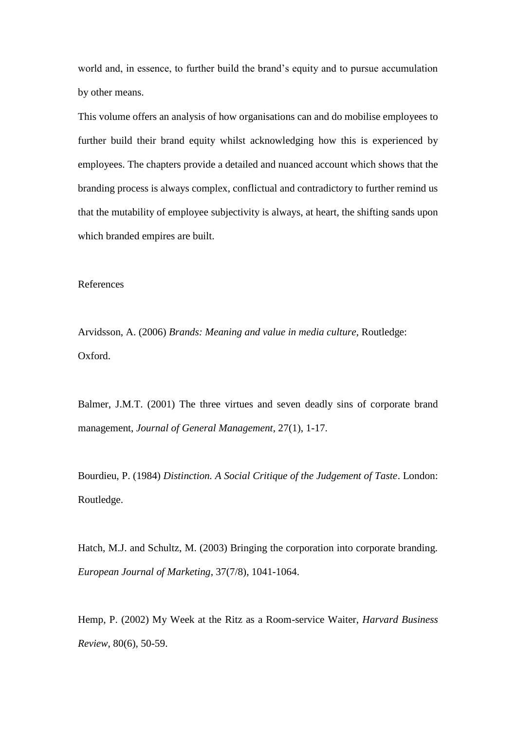world and, in essence, to further build the brand's equity and to pursue accumulation by other means.

This volume offers an analysis of how organisations can and do mobilise employees to further build their brand equity whilst acknowledging how this is experienced by employees. The chapters provide a detailed and nuanced account which shows that the branding process is always complex, conflictual and contradictory to further remind us that the mutability of employee subjectivity is always, at heart, the shifting sands upon which branded empires are built.

References

Arvidsson, A. (2006) *Brands: Meaning and value in media culture*, Routledge: Oxford.

Balmer, J.M.T. (2001) The three virtues and seven deadly sins of corporate brand management, *Journal of General Management*, 27(1), 1-17.

Bourdieu, P. (1984) *Distinction. A Social Critique of the Judgement of Taste*. London: Routledge.

Hatch, M.J. and Schultz, M. (2003) Bringing the corporation into corporate branding. *European Journal of Marketing*, 37(7/8), 1041-1064.

Hemp, P. (2002) My Week at the Ritz as a Room-service Waiter, *Harvard Business Review*, 80(6), 50-59.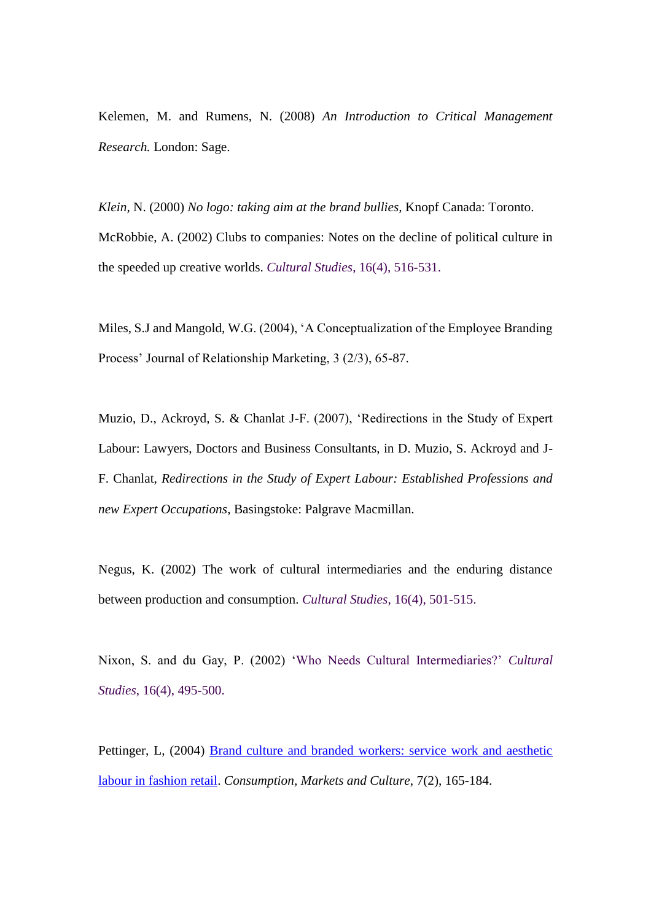Kelemen, M. and Rumens, N. (2008) *An Introduction to Critical Management Research.* London: Sage.

*Klein*, N. (2000) *No logo: taking aim at the brand bullies*, Knopf Canada: Toronto.
McRobbie, A. (2002) Clubs to companies: Notes on the decline of political culture in the speeded up creative worlds. *Cultural Studies*, 16(4), 516-531.

Miles, S.J and Mangold, W.G. (2004), 'A Conceptualization of the Employee Branding Process' Journal of Relationship Marketing, 3 (2/3), 65-87.

Muzio, D., Ackroyd, S. & Chanlat J-F. (2007), 'Redirections in the Study of Expert Labour: Lawyers, Doctors and Business Consultants, in D. Muzio, S. Ackroyd and J-F. Chanlat, *Redirections in the Study of Expert Labour: Established Professions and new Expert Occupations*, Basingstoke: Palgrave Macmillan.

Negus, K. (2002) The work of cultural intermediaries and the enduring distance between production and consumption. *Cultural Studies*, 16(4), 501-515.

Nixon, S. and du Gay, P. (2002) 'Who Needs Cultural Intermediaries?' *Cultural Studies*, 16(4), 495-500.

Pettinger, L, (2004) Brand culture and branded workers: service work and aesthetic labour in fashion retail. *Consumption, Markets and Culture*, 7(2), 165-184.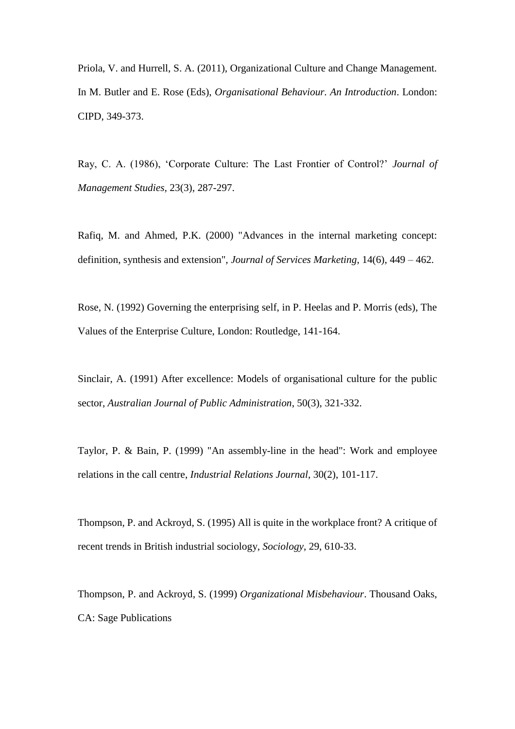Priola, V. and Hurrell, S. A. (2011), Organizational Culture and Change Management. In M. Butler and E. Rose (Eds), *Organisational Behaviour. An Introduction*. London: CIPD, 349-373.

Ray, C. A. (1986), 'Corporate Culture: The Last Frontier of Control?' *Journal of Management Studies*, 23(3), 287-297.

Rafiq, M. and Ahmed, P.K. (2000) "Advances in the internal marketing concept: definition, synthesis and extension", *Journal of Services Marketing*, 14(6), 449 – 462.

Rose, N. (1992) Governing the enterprising self, in P. Heelas and P. Morris (eds), The Values of the Enterprise Culture, London: Routledge, 141-164.

Sinclair, A. (1991) After excellence: Models of organisational culture for the public sector, *Australian Journal of Public Administration*, 50(3), 321-332.

Taylor, P. & Bain, P. (1999) "An assembly-line in the head": Work and employee relations in the call centre, *Industrial Relations Journal*, 30(2), 101-117.

Thompson, P. and Ackroyd, S. (1995) All is quite in the workplace front? A critique of recent trends in British industrial sociology, *Sociology*, 29, 610-33.

Thompson, P. and Ackroyd, S. (1999) *Organizational Misbehaviour*. Thousand Oaks, CA: Sage Publications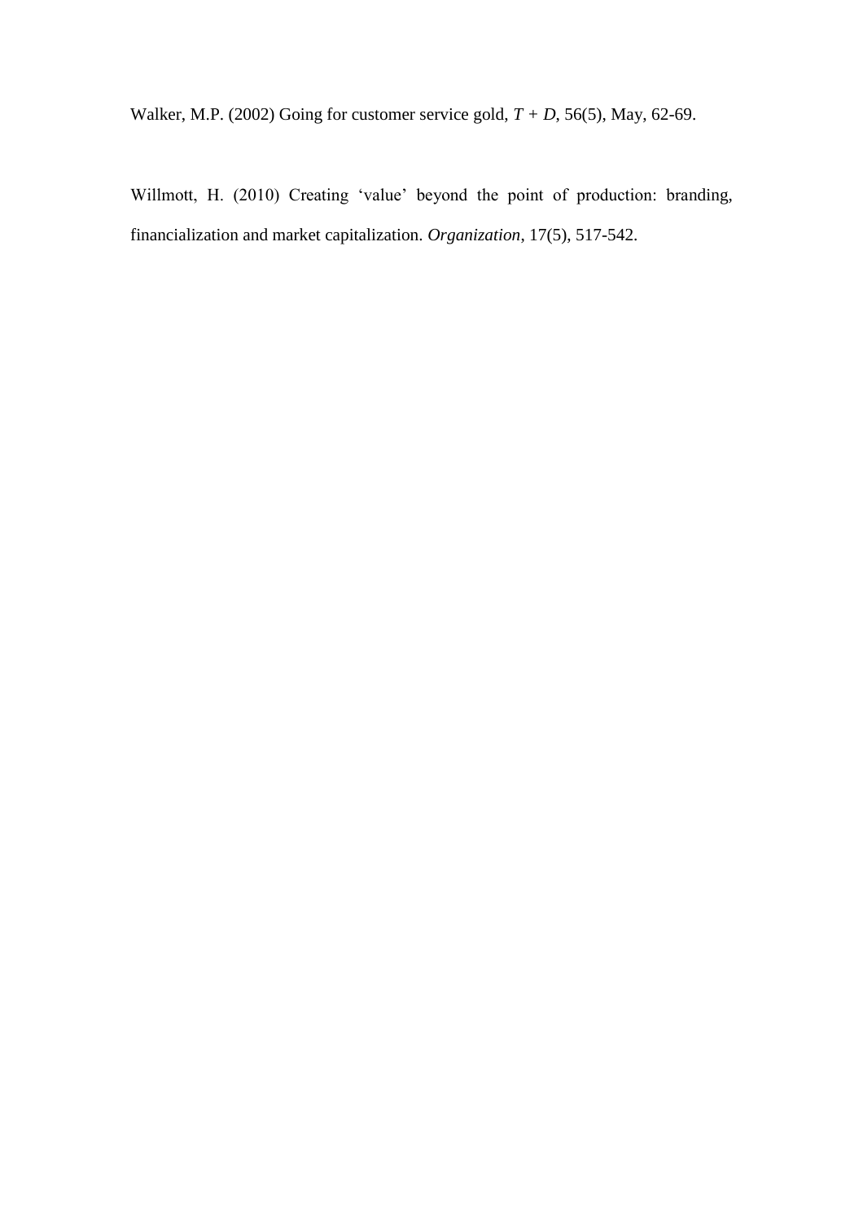Walker, M.P. (2002) Going for customer service gold, *T + D*, 56(5), May, 62-69.

Willmott, H. (2010) Creating ‘value’ beyond the point of production: branding, financialization and market capitalization. *Organization*, 17(5), 517-542.